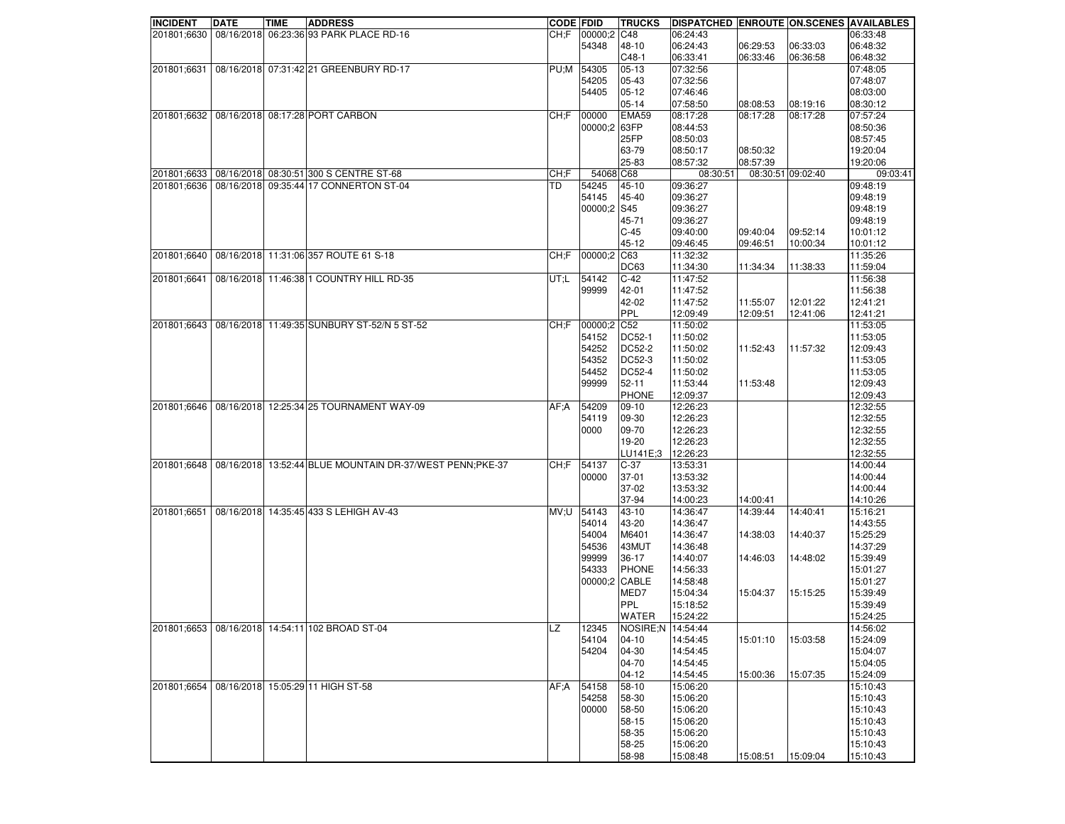| INCIDENT | DATE | TIME | ADDRESS | CODE | FDID | TRUCKS | DISPATCHED | ENROUTE | ON.SCENES | AVAILABLES |
|---|---|---|---|---|---|---|---|---|---|---|
| 201801;6630 | 08/16/2018 | 06:23:36 | 93 PARK PLACE RD-16 | CH;F | 00000;2 | C48 | 06:24:43 | | | 06:33:48 |
| | | | | | 54348 | 48-10 | 06:24:43 | 06:29:53 | 06:33:03 | 06:48:32 |
| | | | | | | C48-1 | 06:33:41 | 06:33:46 | 06:36:58 | 06:48:32 |
| 201801;6631 | 08/16/2018 | 07:31:42 | 21 GREENBURY RD-17 | PU;M | 54305 | 05-13 | 07:32:56 | | | 07:48:05 |
| | | | | | 54205 | 05-43 | 07:32:56 | | | 07:48:07 |
| | | | | | 54405 | 05-12 | 07:46:46 | | | 08:03:00 |
| | | | | | | 05-14 | 07:58:50 | 08:08:53 | 08:19:16 | 08:30:12 |
| 201801;6632 | 08/16/2018 | 08:17:28 | PORT CARBON | CH;F | 00000 | EMA59 | 08:17:28 | 08:17:28 | 08:17:28 | 07:57:24 |
| | | | | | 00000;2 | 63FP | 08:44:53 | | | 08:50:36 |
| | | | | | | 25FP | 08:50:03 | | | 08:57:45 |
| | | | | | | 63-79 | 08:50:17 | 08:50:32 | | 19:20:04 |
| | | | | | | 25-83 | 08:57:32 | 08:57:39 | | 19:20:06 |
| 201801;6633 | 08/16/2018 | 08:30:51 | 300 S CENTRE ST-68 | CH;F | 54068 | C68 | 08:30:51 | 08:30:51 | 09:02:40 | 09:03:41 |
| 201801;6636 | 08/16/2018 | 09:35:44 | 17 CONNERTON ST-04 | TD | 54245 | 45-10 | 09:36:27 | | | 09:48:19 |
| | | | | | 54145 | 45-40 | 09:36:27 | | | 09:48:19 |
| | | | | | 00000;2 | S45 | 09:36:27 | | | 09:48:19 |
| | | | | | | 45-71 | 09:36:27 | | | 09:48:19 |
| | | | | | | C-45 | 09:40:00 | 09:40:04 | 09:52:14 | 10:01:12 |
| | | | | | | 45-12 | 09:46:45 | 09:46:51 | 10:00:34 | 10:01:12 |
| 201801;6640 | 08/16/2018 | 11:31:06 | 357 ROUTE 61 S-18 | CH;F | 00000;2 | C63 | 11:32:32 | | | 11:35:26 |
| | | | | | | DC63 | 11:34:30 | 11:34:34 | 11:38:33 | 11:59:04 |
| 201801;6641 | 08/16/2018 | 11:46:38 | 1 COUNTRY HILL RD-35 | UT;L | 54142 | C-42 | 11:47:52 | | | 11:56:38 |
| | | | | | 99999 | 42-01 | 11:47:52 | | | 11:56:38 |
| | | | | | | 42-02 | 11:47:52 | 11:55:07 | 12:01:22 | 12:41:21 |
| | | | | | | PPL | 12:09:49 | 12:09:51 | 12:41:06 | 12:41:21 |
| 201801;6643 | 08/16/2018 | 11:49:35 | SUNBURY ST-52/N 5 ST-52 | CH;F | 00000;2 | C52 | 11:50:02 | | | 11:53:05 |
| | | | | | 54152 | DC52-1 | 11:50:02 | | | 11:53:05 |
| | | | | | 54252 | DC52-2 | 11:50:02 | 11:52:43 | 11:57:32 | 12:09:43 |
| | | | | | 54352 | DC52-3 | 11:50:02 | | | 11:53:05 |
| | | | | | 54452 | DC52-4 | 11:50:02 | | | 11:53:05 |
| | | | | | 99999 | 52-11 | 11:53:44 | 11:53:48 | | 12:09:43 |
| | | | | | | PHONE | 12:09:37 | | | 12:09:43 |
| 201801;6646 | 08/16/2018 | 12:25:34 | 25 TOURNAMENT WAY-09 | AF;A | 54209 | 09-10 | 12:26:23 | | | 12:32:55 |
| | | | | | 54119 | 09-30 | 12:26:23 | | | 12:32:55 |
| | | | | | 0000 | 09-70 | 12:26:23 | | | 12:32:55 |
| | | | | | | 19-20 | 12:26:23 | | | 12:32:55 |
| | | | | | | LU141E;3 | 12:26:23 | | | 12:32:55 |
| 201801;6648 | 08/16/2018 | 13:52:44 | BLUE MOUNTAIN DR-37/WEST PENN;PKE-37 | CH;F | 54137 | C-37 | 13:53:31 | | | 14:00:44 |
| | | | | | 00000 | 37-01 | 13:53:32 | | | 14:00:44 |
| | | | | | | 37-02 | 13:53:32 | | | 14:00:44 |
| | | | | | | 37-94 | 14:00:23 | 14:00:41 | | 14:10:26 |
| 201801;6651 | 08/16/2018 | 14:35:45 | 433 S LEHIGH AV-43 | MV;U | 54143 | 43-10 | 14:36:47 | 14:39:44 | 14:40:41 | 15:16:21 |
| | | | | | 54014 | 43-20 | 14:36:47 | | | 14:43:55 |
| | | | | | 54004 | M6401 | 14:36:47 | 14:38:03 | 14:40:37 | 15:25:29 |
| | | | | | 54536 | 43MUT | 14:36:48 | | | 14:37:29 |
| | | | | | 99999 | 36-17 | 14:40:07 | 14:46:03 | 14:48:02 | 15:39:49 |
| | | | | | 54333 | PHONE | 14:56:33 | | | 15:01:27 |
| | | | | | 00000;2 | CABLE | 14:58:48 | | | 15:01:27 |
| | | | | | | MED7 | 15:04:34 | 15:04:37 | 15:15:25 | 15:39:49 |
| | | | | | | PPL | 15:18:52 | | | 15:39:49 |
| | | | | | | WATER | 15:24:22 | | | 15:24:25 |
| 201801;6653 | 08/16/2018 | 14:54:11 | 102 BROAD ST-04 | LZ | 12345 | NOSIRE;N | 14:54:44 | | | 14:56:02 |
| | | | | | 54104 | 04-10 | 14:54:45 | 15:01:10 | 15:03:58 | 15:24:09 |
| | | | | | 54204 | 04-30 | 14:54:45 | | | 15:04:07 |
| | | | | | | 04-70 | 14:54:45 | | | 15:04:05 |
| | | | | | | 04-12 | 14:54:45 | 15:00:36 | 15:07:35 | 15:24:09 |
| 201801;6654 | 08/16/2018 | 15:05:29 | 11 HIGH ST-58 | AF;A | 54158 | 58-10 | 15:06:20 | | | 15:10:43 |
| | | | | | 54258 | 58-30 | 15:06:20 | | | 15:10:43 |
| | | | | | 00000 | 58-50 | 15:06:20 | | | 15:10:43 |
| | | | | | | 58-15 | 15:06:20 | | | 15:10:43 |
| | | | | | | 58-35 | 15:06:20 | | | 15:10:43 |
| | | | | | | 58-25 | 15:06:20 | | | 15:10:43 |
| | | | | | | 58-98 | 15:08:48 | 15:08:51 | 15:09:04 | 15:10:43 |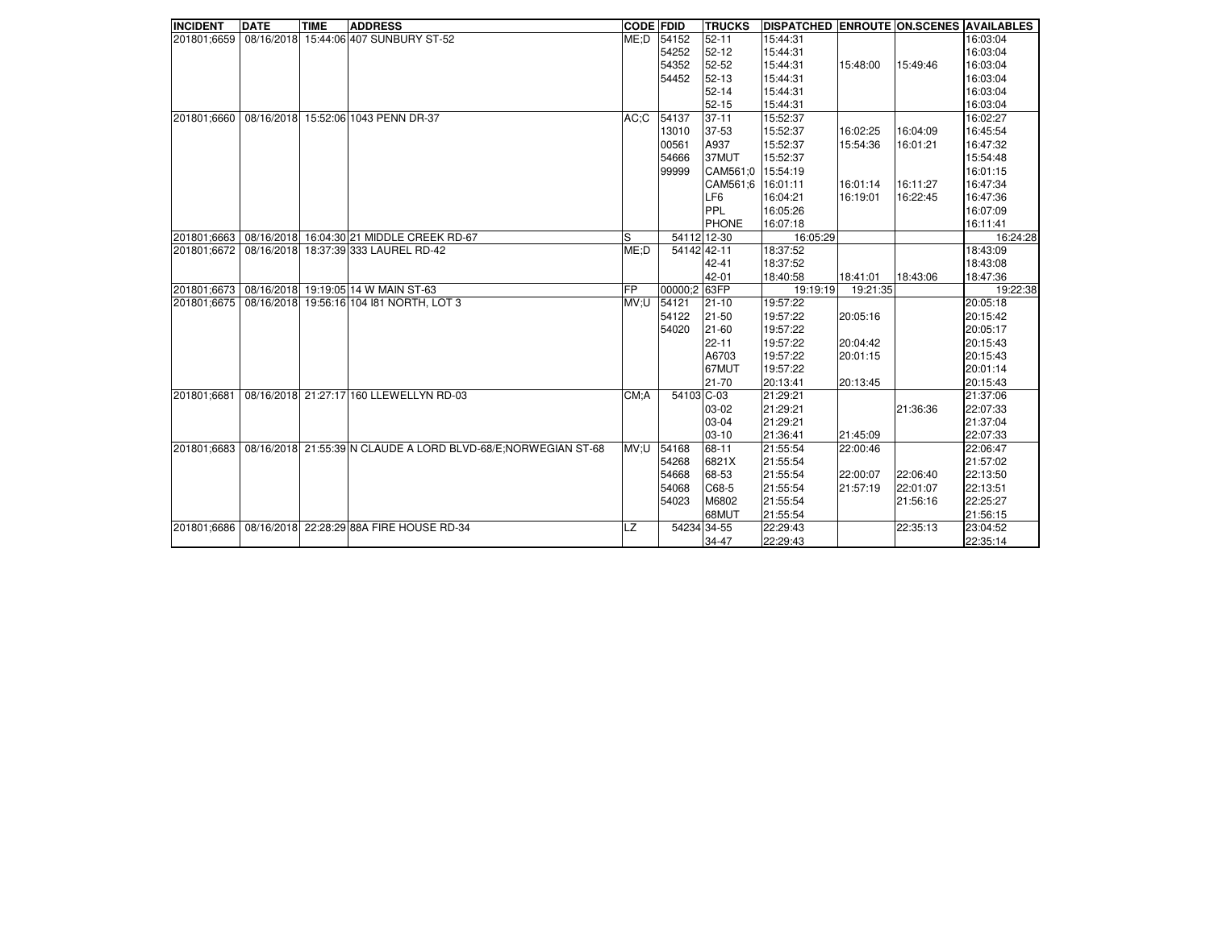| INCIDENT | DATE | TIME | ADDRESS | CODE | FDID | TRUCKS | DISPATCHED | ENROUTE | ON.SCENES | AVAILABLES |
|---|---|---|---|---|---|---|---|---|---|---|
| 201801;6659 | 08/16/2018 | 15:44:06 | 407 SUNBURY ST-52 | ME;D | 54152 | 52-11 | 15:44:31 | | | 16:03:04 |
| | | | | | 54252 | 52-12 | 15:44:31 | | | 16:03:04 |
| | | | | | 54352 | 52-52 | 15:44:31 | 15:48:00 | 15:49:46 | 16:03:04 |
| | | | | | 54452 | 52-13 | 15:44:31 | | | 16:03:04 |
| | | | | | | 52-14 | 15:44:31 | | | 16:03:04 |
| | | | | | | 52-15 | 15:44:31 | | | 16:03:04 |
| 201801;6660 | 08/16/2018 | 15:52:06 | 1043 PENN DR-37 | AC;C | 54137 | 37-11 | 15:52:37 | | | 16:02:27 |
| | | | | | 13010 | 37-53 | 15:52:37 | 16:02:25 | 16:04:09 | 16:45:54 |
| | | | | | 00561 | A937 | 15:52:37 | 15:54:36 | 16:01:21 | 16:47:32 |
| | | | | | 54666 | 37MUT | 15:52:37 | | | 15:54:48 |
| | | | | | 99999 | CAM561;0 | 15:54:19 | | | 16:01:15 |
| | | | | | | CAM561;6 | 16:01:11 | 16:01:14 | 16:11:27 | 16:47:34 |
| | | | | | | LF6 | 16:04:21 | 16:19:01 | 16:22:45 | 16:47:36 |
| | | | | | | PPL | 16:05:26 | | | 16:07:09 |
| | | | | | | PHONE | 16:07:18 | | | 16:11:41 |
| 201801;6663 | 08/16/2018 | 16:04:30 | 21 MIDDLE CREEK RD-67 | S | 54112 | 12-30 | 16:05:29 | | | 16:24:28 |
| 201801;6672 | 08/16/2018 | 18:37:39 | 333 LAUREL RD-42 | ME;D | 54142 | 42-11 | 18:37:52 | | | 18:43:09 |
| | | | | | | 42-41 | 18:37:52 | | | 18:43:08 |
| | | | | | | 42-01 | 18:40:58 | 18:41:01 | 18:43:06 | 18:47:36 |
| 201801;6673 | 08/16/2018 | 19:19:05 | 14 W MAIN ST-63 | FP | 00000;2 | 63FP | 19:19:19 | 19:21:35 | | 19:22:38 |
| 201801;6675 | 08/16/2018 | 19:56:16 | 104 I81 NORTH, LOT 3 | MV;U | 54121 | 21-10 | 19:57:22 | | | 20:05:18 |
| | | | | | 54122 | 21-50 | 19:57:22 | 20:05:16 | | 20:15:42 |
| | | | | | 54020 | 21-60 | 19:57:22 | | | 20:05:17 |
| | | | | | | 22-11 | 19:57:22 | 20:04:42 | | 20:15:43 |
| | | | | | | A6703 | 19:57:22 | 20:01:15 | | 20:15:43 |
| | | | | | | 67MUT | 19:57:22 | | | 20:01:14 |
| | | | | | | 21-70 | 20:13:41 | 20:13:45 | | 20:15:43 |
| 201801;6681 | 08/16/2018 | 21:27:17 | 160 LLEWELLYN RD-03 | CM;A | 54103 | C-03 | 21:29:21 | | | 21:37:06 |
| | | | | | | 03-02 | 21:29:21 | | 21:36:36 | 22:07:33 |
| | | | | | | 03-04 | 21:29:21 | | | 21:37:04 |
| | | | | | | 03-10 | 21:36:41 | 21:45:09 | | 22:07:33 |
| 201801;6683 | 08/16/2018 | 21:55:39 | N CLAUDE A LORD BLVD-68/E;NORWEGIAN ST-68 | MV;U | 54168 | 68-11 | 21:55:54 | 22:00:46 | | 22:06:47 |
| | | | | | 54268 | 6821X | 21:55:54 | | | 21:57:02 |
| | | | | | 54668 | 68-53 | 21:55:54 | 22:00:07 | 22:06:40 | 22:13:50 |
| | | | | | 54068 | C68-5 | 21:55:54 | 21:57:19 | 22:01:07 | 22:13:51 |
| | | | | | 54023 | M6802 | 21:55:54 | | 21:56:16 | 22:25:27 |
| | | | | | | 68MUT | 21:55:54 | | | 21:56:15 |
| 201801;6686 | 08/16/2018 | 22:28:29 | 88A FIRE HOUSE RD-34 | LZ | 54234 | 34-55 | 22:29:43 | | 22:35:13 | 23:04:52 |
| | | | | | | 34-47 | 22:29:43 | | | 22:35:14 |